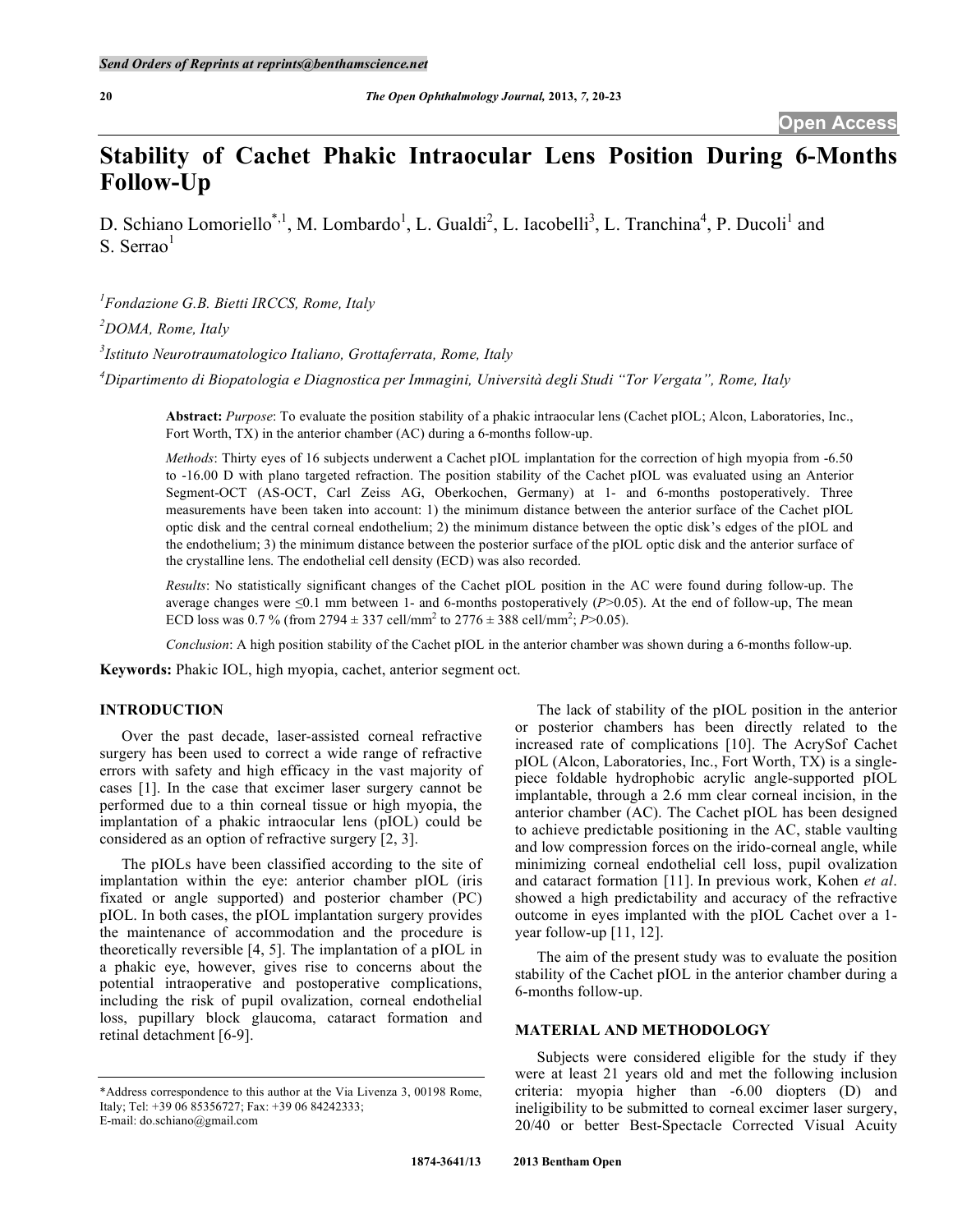# Stability of Cachet Phakic Intraocular Lens Position During 6-Months Follow-Up

D. Schiano Lomoriello[*,1], M. Lombardo[1], L. Gualdi[2], L. Iacobelli[3], L. Tranchina[4], P. Ducoli[1] and S. Serrao[1]

[1] *Fondazione G.B. Bietti IRCCS, Rome, Italy*

[2] *DOMA, Rome, Italy*

[3] *Istituto Neurotraumatologico Italiano, Grottaferrata, Rome, Italy*

[4] *Dipartimento di Biopatologia e Diagnostica per Immagini, Università degli Studi "Tor Vergata", Rome, Italy*

**Abstract:** *Purpose*: To evaluate the position stability of a phakic intraocular lens (Cachet pIOL; Alcon, Laboratories, Inc., Fort Worth, TX) in the anterior chamber (AC) during a 6-months follow-up.

*Methods*: Thirty eyes of 16 subjects underwent a Cachet pIOL implantation for the correction of high myopia from -6.50 to -16.00 D with plano targeted refraction. The position stability of the Cachet pIOL was evaluated using an Anterior Segment-OCT (AS-OCT, Carl Zeiss AG, Oberkochen, Germany) at 1- and 6-months postoperatively. Three measurements have been taken into account: 1) the minimum distance between the anterior surface of the Cachet pIOL optic disk and the central corneal endothelium; 2) the minimum distance between the optic disk's edges of the pIOL and the endothelium; 3) the minimum distance between the posterior surface of the pIOL optic disk and the anterior surface of the crystalline lens. The endothelial cell density (ECD) was also recorded.

*Results*: No statistically significant changes of the Cachet pIOL position in the AC were found during follow-up. The average changes were ≤0.1 mm between 1- and 6-months postoperatively ($P>0.05$). At the end of follow-up, The mean ECD loss was 0.7 % (from 2794 ± 337 cell/mm$^2$ to 2776 ± 388 cell/mm$^2$; $P>0.05$).

*Conclusion*: A high position stability of the Cachet pIOL in the anterior chamber was shown during a 6-months follow-up.

**Keywords:** Phakic IOL, high myopia, cachet, anterior segment oct.

## INTRODUCTION

Over the past decade, laser-assisted corneal refractive surgery has been used to correct a wide range of refractive errors with safety and high efficacy in the vast majority of cases [1]. In the case that excimer laser surgery cannot be performed due to a thin corneal tissue or high myopia, the implantation of a phakic intraocular lens (pIOL) could be considered as an option of refractive surgery [2, 3].

The pIOLs have been classified according to the site of implantation within the eye: anterior chamber pIOL (iris fixated or angle supported) and posterior chamber (PC) pIOL. In both cases, the pIOL implantation surgery provides the maintenance of accommodation and the procedure is theoretically reversible [4, 5]. The implantation of a pIOL in a phakic eye, however, gives rise to concerns about the potential intraoperative and postoperative complications, including the risk of pupil ovalization, corneal endothelial loss, pupillary block glaucoma, cataract formation and retinal detachment [6-9].

The lack of stability of the pIOL position in the anterior or posterior chambers has been directly related to the increased rate of complications [10]. The AcrySof Cachet pIOL (Alcon, Laboratories, Inc., Fort Worth, TX) is a single-piece foldable hydrophobic acrylic angle-supported pIOL implantable, through a 2.6 mm clear corneal incision, in the anterior chamber (AC). The Cachet pIOL has been designed to achieve predictable positioning in the AC, stable vaulting and low compression forces on the irido-corneal angle, while minimizing corneal endothelial cell loss, pupil ovalization and cataract formation [11]. In previous work, Kohen *et al*. showed a high predictability and accuracy of the refractive outcome in eyes implanted with the pIOL Cachet over a 1-year follow-up [11, 12].

The aim of the present study was to evaluate the position stability of the Cachet pIOL in the anterior chamber during a 6-months follow-up.

## MATERIAL AND METHODOLOGY

Subjects were considered eligible for the study if they were at least 21 years old and met the following inclusion criteria: myopia higher than -6.00 diopters (D) and ineligibility to be submitted to corneal excimer laser surgery, 20/40 or better Best-Spectacle Corrected Visual Acuity

*Address correspondence to this author at the Via Livenza 3, 00198 Rome, Italy; Tel: +39 06 85356727; Fax: +39 06 84242333;
E-mail: do.schiano@gmail.com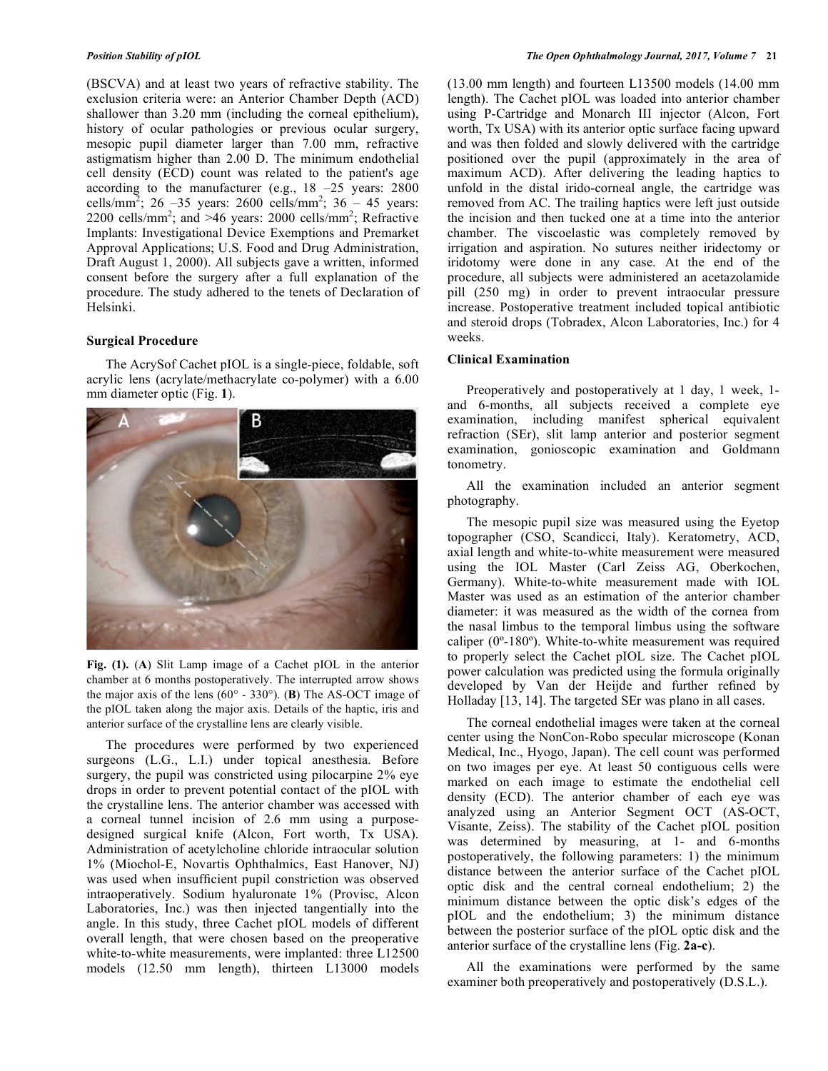(BSCVA) and at least two years of refractive stability. The exclusion criteria were: an Anterior Chamber Depth (ACD) shallower than 3.20 mm (including the corneal epithelium), history of ocular pathologies or previous ocular surgery, mesopic pupil diameter larger than 7.00 mm, refractive astigmatism higher than 2.00 D. The minimum endothelial cell density (ECD) count was related to the patient's age according to the manufacturer (e.g., 18 –25 years: 2800 cells/mm$^2$; 26 –35 years: 2600 cells/mm$^2$; 36 – 45 years: 2200 cells/mm$^2$; and >46 years: 2000 cells/mm$^2$; Refractive Implants: Investigational Device Exemptions and Premarket Approval Applications; U.S. Food and Drug Administration, Draft August 1, 2000). All subjects gave a written, informed consent before the surgery after a full explanation of the procedure. The study adhered to the tenets of Declaration of Helsinki.

### Surgical Procedure

The AcrySof Cachet pIOL is a single-piece, foldable, soft acrylic lens (acrylate/methacrylate co-polymer) with a 6.00 mm diameter optic (Fig. **1**).

**Fig. (1).** (**A**) Slit Lamp image of a Cachet pIOL in the anterior chamber at 6 months postoperatively. The interrupted arrow shows the major axis of the lens (60° - 330°). (**B**) The AS-OCT image of the pIOL taken along the major axis. Details of the haptic, iris and anterior surface of the crystalline lens are clearly visible.

The procedures were performed by two experienced surgeons (L.G., L.I.) under topical anesthesia. Before surgery, the pupil was constricted using pilocarpine 2% eye drops in order to prevent potential contact of the pIOL with the crystalline lens. The anterior chamber was accessed with a corneal tunnel incision of 2.6 mm using a purpose-designed surgical knife (Alcon, Fort worth, Tx USA). Administration of acetylcholine chloride intraocular solution 1% (Miochol-E, Novartis Ophthalmics, East Hanover, NJ) was used when insufficient pupil constriction was observed intraoperatively. Sodium hyaluronate 1% (Provisc, Alcon Laboratories, Inc.) was then injected tangentially into the angle. In this study, three Cachet pIOL models of different overall length, that were chosen based on the preoperative white-to-white measurements, were implanted: three L12500 models (12.50 mm length), thirteen L13000 models (13.00 mm length) and fourteen L13500 models (14.00 mm length). The Cachet pIOL was loaded into anterior chamber using P-Cartridge and Monarch III injector (Alcon, Fort worth, Tx USA) with its anterior optic surface facing upward and was then folded and slowly delivered with the cartridge positioned over the pupil (approximately in the area of maximum ACD). After delivering the leading haptics to unfold in the distal irido-corneal angle, the cartridge was removed from AC. The trailing haptics were left just outside the incision and then tucked one at a time into the anterior chamber. The viscoelastic was completely removed by irrigation and aspiration. No sutures neither iridectomy or iridotomy were done in any case. At the end of the procedure, all subjects were administered an acetazolamide pill (250 mg) in order to prevent intraocular pressure increase. Postoperative treatment included topical antibiotic and steroid drops (Tobradex, Alcon Laboratories, Inc.) for 4 weeks.

### Clinical Examination

Preoperatively and postoperatively at 1 day, 1 week, 1- and 6-months, all subjects received a complete eye examination, including manifest spherical equivalent refraction (SEr), slit lamp anterior and posterior segment examination, gonioscopic examination and Goldmann tonometry.

All the examination included an anterior segment photography.

The mesopic pupil size was measured using the Eyetop topographer (CSO, Scandicci, Italy). Keratometry, ACD, axial length and white-to-white measurement were measured using the IOL Master (Carl Zeiss AG, Oberkochen, Germany). White-to-white measurement made with IOL Master was used as an estimation of the anterior chamber diameter: it was measured as the width of the cornea from the nasal limbus to the temporal limbus using the software caliper (0º-180º). White-to-white measurement was required to properly select the Cachet pIOL size. The Cachet pIOL power calculation was predicted using the formula originally developed by Van der Heijde and further refined by Holladay [13, 14]. The targeted SEr was plano in all cases.

The corneal endothelial images were taken at the corneal center using the NonCon-Robo specular microscope (Konan Medical, Inc., Hyogo, Japan). The cell count was performed on two images per eye. At least 50 contiguous cells were marked on each image to estimate the endothelial cell density (ECD). The anterior chamber of each eye was analyzed using an Anterior Segment OCT (AS-OCT, Visante, Zeiss). The stability of the Cachet pIOL position was determined by measuring, at 1- and 6-months postoperatively, the following parameters: 1) the minimum distance between the anterior surface of the Cachet pIOL optic disk and the central corneal endothelium; 2) the minimum distance between the optic disk's edges of the pIOL and the endothelium; 3) the minimum distance between the posterior surface of the pIOL optic disk and the anterior surface of the crystalline lens (Fig. **2a-c**).

All the examinations were performed by the same examiner both preoperatively and postoperatively (D.S.L.).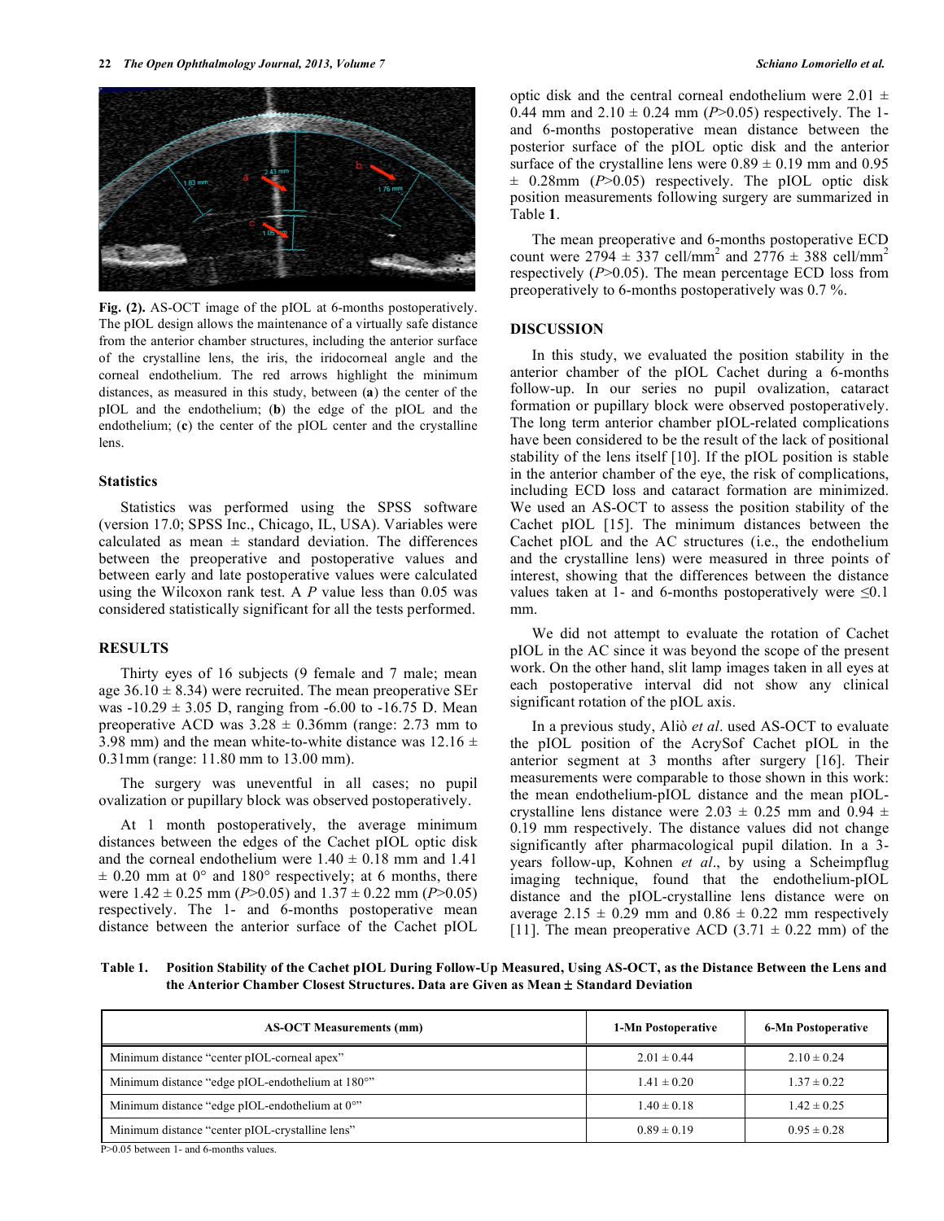Fig. (2). AS-OCT image of the pIOL at 6-months postoperatively. The pIOL design allows the maintenance of a virtually safe distance from the anterior chamber structures, including the anterior surface of the crystalline lens, the iris, the iridocorneal angle and the corneal endothelium. The red arrows highlight the minimum distances, as measured in this study, between (**a**) the center of the pIOL and the endothelium; (**b**) the edge of the pIOL and the endothelium; (**c**) the center of the pIOL center and the crystalline lens.

### Statistics

Statistics was performed using the SPSS software (version 17.0; SPSS Inc., Chicago, IL, USA). Variables were calculated as mean ± standard deviation. The differences between the preoperative and postoperative values and between early and late postoperative values were calculated using the Wilcoxon rank test. A *P* value less than 0.05 was considered statistically significant for all the tests performed.

## RESULTS

Thirty eyes of 16 subjects (9 female and 7 male; mean age 36.10 ± 8.34) were recruited. The mean preoperative SEr was -10.29 ± 3.05 D, ranging from -6.00 to -16.75 D. Mean preoperative ACD was 3.28 ± 0.36mm (range: 2.73 mm to 3.98 mm) and the mean white-to-white distance was 12.16 ± 0.31mm (range: 11.80 mm to 13.00 mm).

The surgery was uneventful in all cases; no pupil ovalization or pupillary block was observed postoperatively.

At 1 month postoperatively, the average minimum distances between the edges of the Cachet pIOL optic disk and the corneal endothelium were 1.40 ± 0.18 mm and 1.41 ± 0.20 mm at 0° and 180° respectively; at 6 months, there were 1.42 ± 0.25 mm (*P*>0.05) and 1.37 ± 0.22 mm (*P*>0.05) respectively. The 1- and 6-months postoperative mean distance between the anterior surface of the Cachet pIOL optic disk and the central corneal endothelium were 2.01 ± 0.44 mm and 2.10 ± 0.24 mm (*P*>0.05) respectively. The 1- and 6-months postoperative mean distance between the posterior surface of the pIOL optic disk and the anterior surface of the crystalline lens were 0.89 ± 0.19 mm and 0.95 ± 0.28mm (*P*>0.05) respectively. The pIOL optic disk position measurements following surgery are summarized in Table **1**.

The mean preoperative and 6-months postoperative ECD count were 2794 ± 337 cell/mm$^2$ and 2776 ± 388 cell/mm$^2$ respectively (*P*>0.05). The mean percentage ECD loss from preoperatively to 6-months postoperatively was 0.7 %.

## DISCUSSION

In this study, we evaluated the position stability in the anterior chamber of the pIOL Cachet during a 6-months follow-up. In our series no pupil ovalization, cataract formation or pupillary block were observed postoperatively. The long term anterior chamber pIOL-related complications have been considered to be the result of the lack of positional stability of the lens itself [10]. If the pIOL position is stable in the anterior chamber of the eye, the risk of complications, including ECD loss and cataract formation are minimized. We used an AS-OCT to assess the position stability of the Cachet pIOL [15]. The minimum distances between the Cachet pIOL and the AC structures (i.e., the endothelium and the crystalline lens) were measured in three points of interest, showing that the differences between the distance values taken at 1- and 6-months postoperative were ≤0.1 mm.

We did not attempt to evaluate the rotation of Cachet pIOL in the AC since it was beyond the scope of the present work. On the other hand, slit lamp images taken in all eyes at each postoperative interval did not show any clinical significant rotation of the pIOL axis.

In a previous study, Aliò *et al*. used AS-OCT to evaluate the pIOL position of the AcrySof Cachet pIOL in the anterior segment at 3 months after surgery [16]. Their measurements were comparable to those shown in this work: the mean endothelium-pIOL distance and the mean pIOL-crystalline lens distance were 2.03 ± 0.25 mm and 0.94 ± 0.19 mm respectively. The distance values did not change significantly after pharmacological pupil dilation. In a 3-years follow-up, Kohnen *et al*., by using a Scheimpflug imaging technique, found that the endothelium-pIOL distance and the pIOL-crystalline lens distance were on average 2.15 ± 0.29 mm and 0.86 ± 0.22 mm respectively [11]. The mean preoperative ACD (3.71 ± 0.22 mm) of the

**Table 1. Position Stability of the Cachet pIOL During Follow-Up Measured, Using AS-OCT, as the Distance Between the Lens and the Anterior Chamber Closest Structures. Data are Given as Mean ± Standard Deviation**

| AS-OCT Measurements (mm) | 1-Mn Postoperative | 6-Mn Postoperative |
|---|---|---|
| Minimum distance "center pIOL-corneal apex" | 2.01 ± 0.44 | 2.10 ± 0.24 |
| Minimum distance "edge pIOL-endothelium at 180°" | 1.41 ± 0.20 | 1.37 ± 0.22 |
| Minimum distance "edge pIOL-endothelium at 0°" | 1.40 ± 0.18 | 1.42 ± 0.25 |
| Minimum distance "center pIOL-crystalline lens" | 0.89 ± 0.19 | 0.95 ± 0.28 |

P>0.05 between 1- and 6-months values.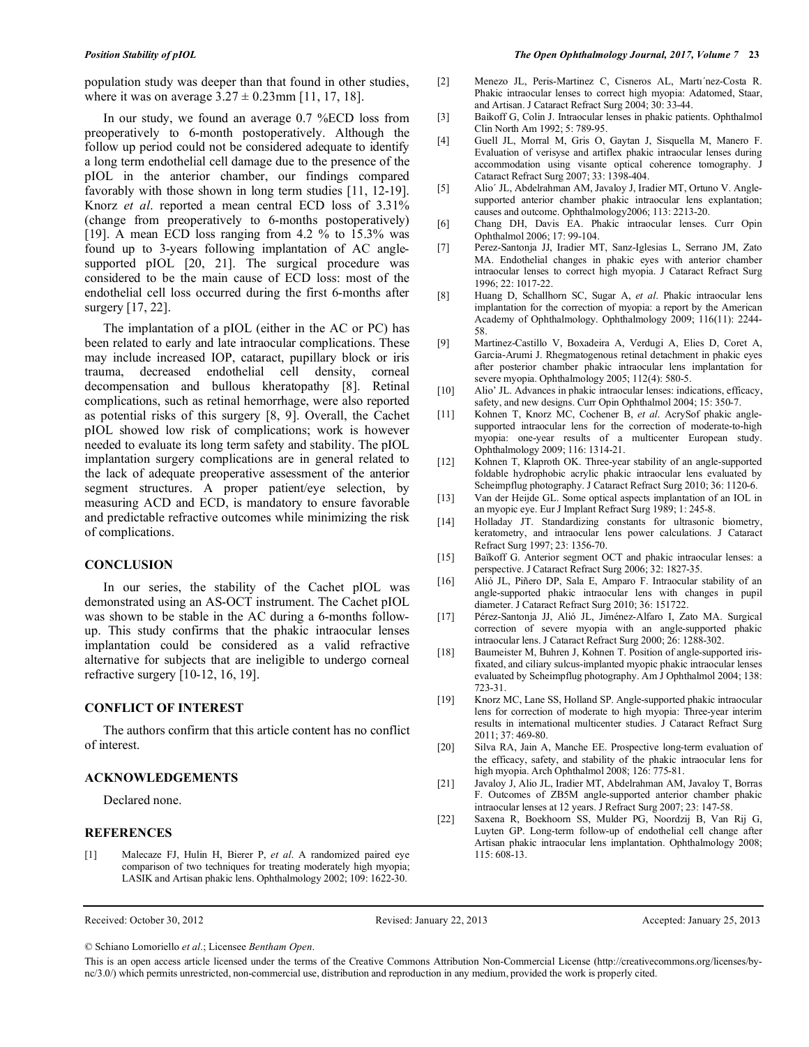population study was deeper than that found in other studies, where it was on average $3.27 \pm 0.23$mm [11, 17, 18].

In our study, we found an average 0.7 %ECD loss from preoperatively to 6-month postoperatively. Although the follow up period could not be considered adequate to identify a long term endothelial cell damage due to the presence of the pIOL in the anterior chamber, our findings compared favorably with those shown in long term studies [11, 12-19]. Knorz *et al*. reported a mean central ECD loss of 3.31% (change from preoperatively to 6-months postoperatively) [19]. A mean ECD loss ranging from 4.2 % to 15.3% was found up to 3-years following implantation of AC angle-supported pIOL [20, 21]. The surgical procedure was considered to be the main cause of ECD loss: most of the endothelial cell loss occurred during the first 6-months after surgery [17, 22].

The implantation of a pIOL (either in the AC or PC) has been related to early and late intraocular complications. These may include increased IOP, cataract, pupillary block or iris trauma, decreased endothelial cell density, corneal decompensation and bullous kheratopathy [8]. Retinal complications, such as retinal hemorrhage, were also reported as potential risks of this surgery [8, 9]. Overall, the Cachet pIOL showed low risk of complications; work is however needed to evaluate its long term safety and stability. The pIOL implantation surgery complications are in general related to the lack of adequate preoperative assessment of the anterior segment structures. A proper patient/eye selection, by measuring ACD and ECD, is mandatory to ensure favorable and predictable refractive outcomes while minimizing the risk of complications.

## CONCLUSION

In our series, the stability of the Cachet pIOL was demonstrated using an AS-OCT instrument. The Cachet pIOL was shown to be stable in the AC during a 6-months follow-up. This study confirms that the phakic intraocular lenses implantation could be considered as a valid refractive alternative for subjects that are ineligible to undergo corneal refractive surgery [10-12, 16, 19].

## CONFLICT OF INTEREST

The authors confirm that this article content has no conflict of interest.

## ACKNOWLEDGEMENTS

Declared none.

## REFERENCES

[1] Malecaze FJ, Hulin H, Bierer P, *et al*. A randomized paired eye comparison of two techniques for treating moderately high myopia; LASIK and Artisan phakic lens. Ophthalmology 2002; 109: 1622-30.

[2] Menezo JL, Peris-Martinez C, Cisneros AL, Martı´nez-Costa R. Phakic intraocular lenses to correct high myopia: Adatomed, Staar, and Artisan. J Cataract Refract Surg 2004; 30: 33-44.

[3] Baikoff G, Colin J. Intraocular lenses in phakic patients. Ophthalmol Clin North Am 1992; 5: 789-95.

[4] Guell JL, Morral M, Gris O, Gaytan J, Sisquella M, Manero F. Evaluation of verisyse and artiflex phakic intraocular lenses during accommodation using visante optical coherence tomography. J Cataract Refract Surg 2007; 33: 1398-404.

[5] Alio´ JL, Abdelrahman AM, Javaloy J, Iradier MT, Ortuno V. Angle-supported anterior chamber phakic intraocular lens explantation; causes and outcome. Ophthalmology2006; 113: 2213-20.

[6] Chang DH, Davis EA. Phakic intraocular lenses. Curr Opin Ophthalmol 2006; 17: 99-104.

[7] Perez-Santonja JJ, Iradier MT, Sanz-Iglesias L, Serrano JM, Zato MA. Endothelial changes in phakic eyes with anterior chamber intraocular lenses to correct high myopia. J Cataract Refract Surg 1996; 22: 1017-22.

[8] Huang D, Schallhorn SC, Sugar A, *et al*. Phakic intraocular lens implantation for the correction of myopia: a report by the American Academy of Ophthalmology. Ophthalmology 2009; 116(11): 2244-58.

[9] Martinez-Castillo V, Boxadeira A, Verdugi A, Elies D, Coret A, Garcia-Arumi J. Rhegmatogenous retinal detachment in phakic eyes after posterior chamber phakic intraocular lens implantation for severe myopia. Ophthalmology 2005; 112(4): 580-5.

[10] Alio' JL. Advances in phakic intraocular lenses: indications, efficacy, safety, and new designs. Curr Opin Ophthalmol 2004; 15: 350-7.

[11] Kohnen T, Knorz MC, Cochener B, *et al*. AcrySof phakic angle-supported intraocular lens for the correction of moderate-to-high myopia: one-year results of a multicenter European study. Ophthalmology 2009; 116: 1314-21.

[12] Kohnen T, Klaproth OK. Three-year stability of an angle-supported foldable hydrophobic acrylic phakic intraocular lens evaluated by Scheimpflug photography. J Cataract Refract Surg 2010; 36: 1120-6.

[13] Van der Heijde GL. Some optical aspects implantation of an IOL in an myopic eye. Eur J Implant Refract Surg 1989; 1: 245-8.

[14] Holladay JT. Standardizing constants for ultrasonic biometry, keratometry, and intraocular lens power calculations. J Cataract Refract Surg 1997; 23: 1356-70.

[15] Baïkoff G. Anterior segment OCT and phakic intraocular lenses: a perspective. J Cataract Refract Surg 2006; 32: 1827-35.

[16] Alió JL, Piñero DP, Sala E, Amparo F. Intraocular stability of an angle-supported phakic intraocular lens with changes in pupil diameter. J Cataract Refract Surg 2010; 36: 151722.

[17] Pérez-Santonja JJ, Alió JL, Jiménez-Alfaro I, Zato MA. Surgical correction of severe myopia with an angle-supported phakic intraocular lens. J Cataract Refract Surg 2000; 26: 1288-302.

[18] Baumeister M, Buhren J, Kohnen T. Position of angle-supported iris-fixated, and ciliary sulcus-implanted myopic phakic intraocular lenses evaluated by Scheimpflug photography. Am J Ophthalmol 2004; 138: 723-31.

[19] Knorz MC, Lane SS, Holland SP. Angle-supported phakic intraocular lens for correction of moderate to high myopia: Three-year interim results in international multicenter studies. J Cataract Refract Surg 2011; 37: 469-80.

[20] Silva RA, Jain A, Manche EE. Prospective long-term evaluation of the efficacy, safety, and stability of the phakic intraocular lens for high myopia. Arch Ophthalmol 2008; 126: 775-81.

[21] Javaloy J, Alio JL, Iradier MT, Abdelrahman AM, Javaloy T, Borras F. Outcomes of ZB5M angle-supported anterior chamber phakic intraocular lenses at 12 years. J Refract Surg 2007; 23: 147-58.

[22] Saxena R, Boekhoorn SS, Mulder PG, Noordzij B, Van Rij G, Luyten GP. Long-term follow-up of endothelial cell change after Artisan phakic intraocular lens implantation. Ophthalmology 2008; 115: 608-13.

Received: October 30, 2012 Revised: January 22, 2013 Accepted: January 25, 2013

© Schiano Lomoriello *et al*.; Licensee *Bentham Open*.

This is an open access article licensed under the terms of the Creative Commons Attribution Non-Commercial License (http://creativecommons.org/licenses/by-nc/3.0/) which permits unrestricted, non-commercial use, distribution and reproduction in any medium, provided the work is properly cited.